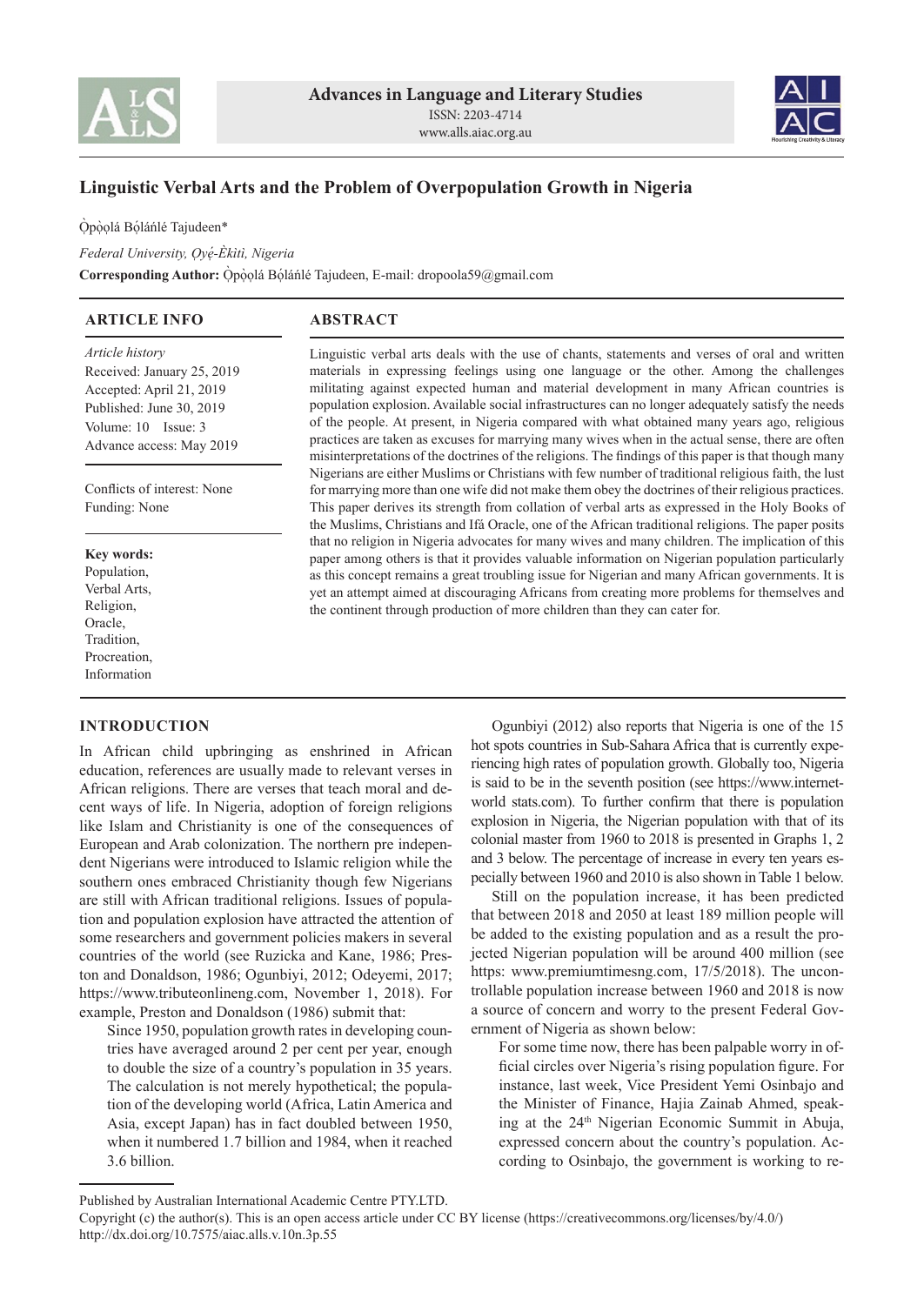# Linguistic Verbal Arts and the Problem of Overpopulation Growth in Nigeria

Ọ̀pọ̀ọlá Bọ́láńlé Tajudeen*

*Federal University, Ọyẹ́-Èkìtì, Nigeria*

**Corresponding Author:** Ọ̀pọ̀ọlá Bọ́láńlé Tajudeen, E-mail: dropoola59@gmail.com

## ARTICLE INFO

*Article history*
Received: January 25, 2019
Accepted: April 21, 2019
Published: June 30, 2019
Volume: 10 Issue: 3
Advance access: May 2019

Conflicts of interest: None
Funding: None

**Key words:**
Population,
Verbal Arts,
Religion,
Oracle,
Tradition,
Procreation,
Information

## ABSTRACT

Linguistic verbal arts deals with the use of chants, statements and verses of oral and written materials in expressing feelings using one language or the other. Among the challenges militating against expected human and material development in many African countries is population explosion. Available social infrastructures can no longer adequately satisfy the needs of the people. At present, in Nigeria compared with what obtained many years ago, religious practices are taken as excuses for marrying many wives when in the actual sense, there are often misinterpretations of the doctrines of the religions. The findings of this paper is that though many Nigerians are either Muslims or Christians with few number of traditional religious faith, the lust for marrying more than one wife did not make them obey the doctrines of their religious practices. This paper derives its strength from collation of verbal arts as expressed in the Holy Books of the Muslims, Christians and Ifá Oracle, one of the African traditional religions. The paper posits that no religion in Nigeria advocates for many wives and many children. The implication of this paper among others is that it provides valuable information on Nigerian population particularly as this concept remains a great troubling issue for Nigerian and many African governments. It is yet an attempt aimed at discouraging Africans from creating more problems for themselves and the continent through production of more children than they can cater for.

## INTRODUCTION

In African child upbringing as enshrined in African education, references are usually made to relevant verses in African religions. There are verses that teach moral and decent ways of life. In Nigeria, adoption of foreign religions like Islam and Christianity is one of the consequences of European and Arab colonization. The northern pre independent Nigerians were introduced to Islamic religion while the southern ones embraced Christianity though few Nigerians are still with African traditional religions. Issues of population and population explosion have attracted the attention of some researchers and government policies makers in several countries of the world (see Ruzicka and Kane, 1986; Preston and Donaldson, 1986; Ogunbiyi, 2012; Odeyemi, 2017; https://www.tributeonlineng.com, November 1, 2018). For example, Preston and Donaldson (1986) submit that:

> Since 1950, population growth rates in developing countries have averaged around 2 per cent per year, enough to double the size of a country's population in 35 years. The calculation is not merely hypothetical; the population of the developing world (Africa, Latin America and Asia, except Japan) has in fact doubled between 1950, when it numbered 1.7 billion and 1984, when it reached 3.6 billion.

Ogunbiyi (2012) also reports that Nigeria is one of the 15 hot spots countries in Sub-Sahara Africa that is currently experiencing high rates of population growth. Globally too, Nigeria is said to be in the seventh position (see https://www.internetworld stats.com). To further confirm that there is population explosion in Nigeria, the Nigerian population with that of its colonial master from 1960 to 2018 is presented in Graphs 1, 2 and 3 below. The percentage of increase in every ten years especially between 1960 and 2010 is also shown in Table 1 below.

Still on the population increase, it has been predicted that between 2018 and 2050 at least 189 million people will be added to the existing population and as a result the projected Nigerian population will be around 400 million (see https: www.premiumtimesng.com, 17/5/2018). The uncontrollable population increase between 1960 and 2018 is now a source of concern and worry to the present Federal Government of Nigeria as shown below:

> For some time now, there has been palpable worry in official circles over Nigeria's rising population figure. For instance, last week, Vice President Yemi Osinbajo and the Minister of Finance, Hajia Zainab Ahmed, speaking at the 24th Nigerian Economic Summit in Abuja, expressed concern about the country's population. According to Osinbajo, the government is working to re-

Published by Australian International Academic Centre PTY.LTD.
Copyright (c) the author(s). This is an open access article under CC BY license (https://creativecommons.org/licenses/by/4.0/)
http://dx.doi.org/10.7575/aiac.alls.v.10n.3p.55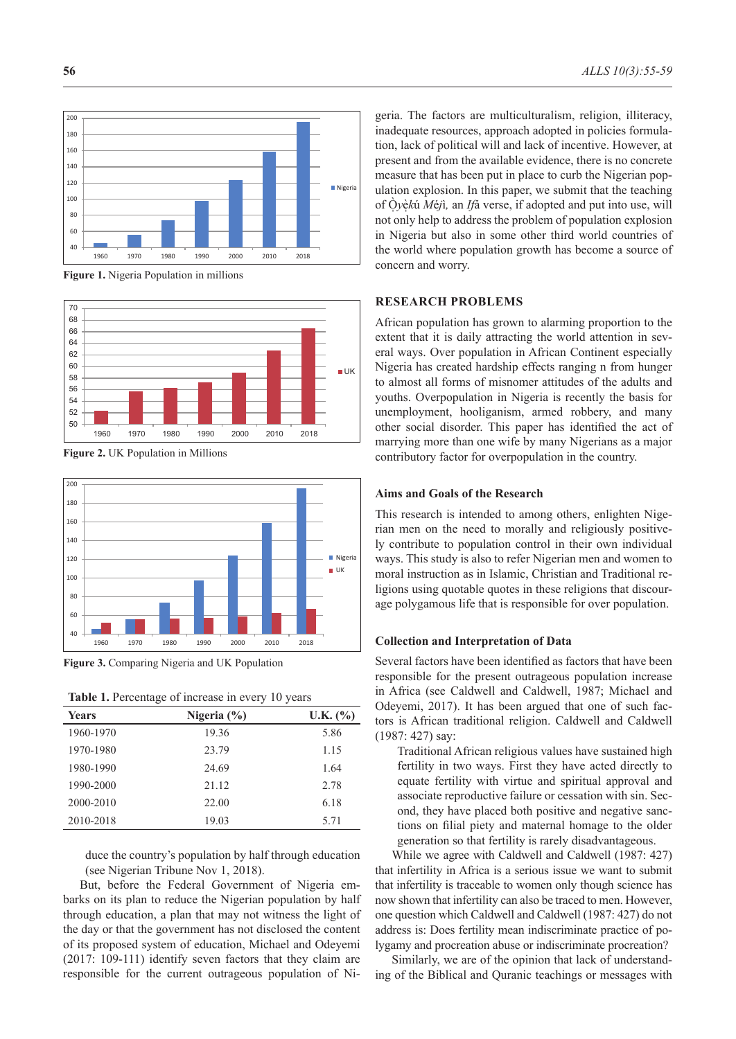Figure 1. Nigeria Population in millions

Figure 2. UK Population in Millions

Figure 3. Comparing Nigeria and UK Population

**Table 1.** Percentage of increase in every 10 years

| Years | Nigeria (%) | U.K. (%) |
|---|---|---|
| 1960-1970 | 19.36 | 5.86 |
| 1970-1980 | 23.79 | 1.15 |
| 1980-1990 | 24.69 | 1.64 |
| 1990-2000 | 21.12 | 2.78 |
| 2000-2010 | 22.00 | 6.18 |
| 2010-2018 | 19.03 | 5.71 |

duce the country's population by half through education (see Nigerian Tribune Nov 1, 2018).

But, before the Federal Government of Nigeria embarks on its plan to reduce the Nigerian population by half through education, a plan that may not witness the light of the day or that the government has not disclosed the content of its proposed system of education, Michael and Odeyemi (2017: 109-111) identify seven factors that they claim are responsible for the current outrageous population of Nigeria. The factors are multiculturalism, religion, illiteracy, inadequate resources, approach adopted in policies formulation, lack of political will and lack of incentive. However, at present and from the available evidence, there is no concrete measure that has been put in place to curb the Nigerian population explosion. In this paper, we submit that the teaching of *Ọ̀yẹ̀kú Méjì,* an *Ifá* verse, if adopted and put into use, will not only help to address the problem of population explosion in Nigeria but also in some other third world countries of the world where population growth has become a source of concern and worry.

## RESEARCH PROBLEMS

African population has grown to alarming proportion to the extent that it is daily attracting the world attention in several ways. Over population in African Continent especially Nigeria has created hardship effects ranging n from hunger to almost all forms of misnomer attitudes of the adults and youths. Overpopulation in Nigeria is recently the basis for unemployment, hooliganism, armed robbery, and many other social disorder. This paper has identified the act of marrying more than one wife by many Nigerians as a major contributory factor for overpopulation in the country.

### Aims and Goals of the Research

This research is intended to among others, enlighten Nigerian men on the need to morally and religiously positively contribute to population control in their own individual ways. This study is also to refer Nigerian men and women to moral instruction as in Islamic, Christian and Traditional religions using quotable quotes in these religions that discourage polygamous life that is responsible for over population.

### Collection and Interpretation of Data

Several factors have been identified as factors that have been responsible for the present outrageous population increase in Africa (see Caldwell and Caldwell, 1987; Michael and Odeyemi, 2017). It has been argued that one of such factors is African traditional religion. Caldwell and Caldwell (1987: 427) say:

> Traditional African religious values have sustained high fertility in two ways. First they have acted directly to equate fertility with virtue and spiritual approval and associate reproductive failure or cessation with sin. Second, they have placed both positive and negative sanctions on filial piety and maternal homage to the older generation so that fertility is rarely disadvantageous.

While we agree with Caldwell and Caldwell (1987: 427) that infertility in Africa is a serious issue we want to submit that infertility is traceable to women only though science has now shown that infertility can also be traced to men. However, one question which Caldwell and Caldwell (1987: 427) do not address is: Does fertility mean indiscriminate practice of polygamy and procreation abuse or indiscriminate procreation?

Similarly, we are of the opinion that lack of understanding of the Biblical and Quranic teachings or messages with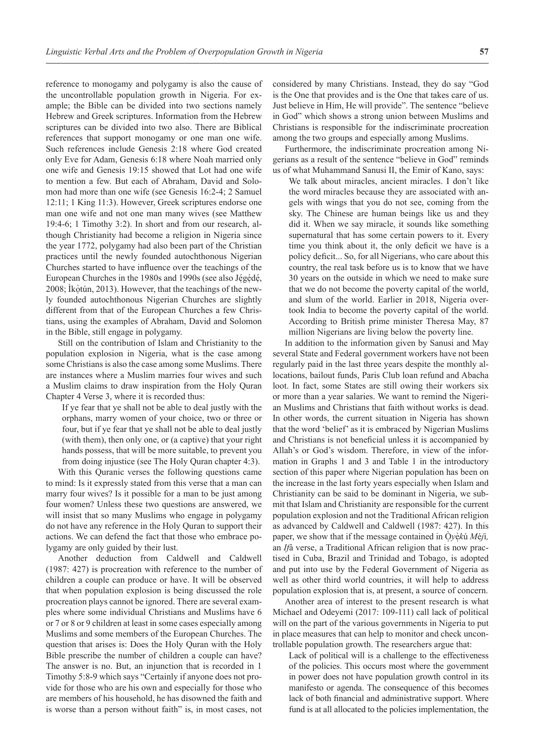reference to monogamy and polygamy is also the cause of the uncontrollable population growth in Nigeria. For example; the Bible can be divided into two sections namely Hebrew and Greek scriptures. Information from the Hebrew scriptures can be divided into two also. There are Biblical references that support monogamy or one man one wife. Such references include Genesis 2:18 where God created only Eve for Adam, Genesis 6:18 where Noah married only one wife and Genesis 19:15 showed that Lot had one wife to mention a few. But each of Abraham, David and Solomon had more than one wife (see Genesis 16:2-4; 2 Samuel 12:11; 1 King 11:3). However, Greek scriptures endorse one man one wife and not one man many wives (see Matthew 19:4-6; 1 Timothy 3:2). In short and from our research, although Christianity had become a religion in Nigeria since the year 1772, polygamy had also been part of the Christian practices until the newly founded autochthonous Nigerian Churches started to have influence over the teachings of the European Churches in the 1980s and 1990s (see also Jẹ́gẹ́dẹ́, 2008; Ìkọ̀tún, 2013). However, that the teachings of the newly founded autochthonous Nigerian Churches are slightly different from that of the European Churches a few Christians, using the examples of Abraham, David and Solomon in the Bible, still engage in polygamy.

Still on the contribution of Islam and Christianity to the population explosion in Nigeria, what is the case among some Christians is also the case among some Muslims. There are instances where a Muslim marries four wives and such a Muslim claims to draw inspiration from the Holy Quran Chapter 4 Verse 3, where it is recorded thus:

> If ye fear that ye shall not be able to deal justly with the orphans, marry women of your choice, two or three or four, but if ye fear that ye shall not be able to deal justly (with them), then only one, or (a captive) that your right hands possess, that will be more suitable, to prevent you from doing injustice (see The Holy Quran chapter 4:3).

With this Quranic verses the following questions came to mind: Is it expressly stated from this verse that a man can marry four wives? Is it possible for a man to be just among four women? Unless these two questions are answered, we will insist that so many Muslims who engage in polygamy do not have any reference in the Holy Quran to support their actions. We can defend the fact that those who embrace polygamy are only guided by their lust.

Another deduction from Caldwell and Caldwell (1987: 427) is procreation with reference to the number of children a couple can produce or have. It will be observed that when population explosion is being discussed the role procreation plays cannot be ignored. There are several examples where some individual Christians and Muslims have 6 or 7 or 8 or 9 children at least in some cases especially among Muslims and some members of the European Churches. The question that arises is: Does the Holy Quran with the Holy Bible prescribe the number of children a couple can have? The answer is no. But, an injunction that is recorded in 1 Timothy 5:8-9 which says "Certainly if anyone does not provide for those who are his own and especially for those who are members of his household, he has disowned the faith and is worse than a person without faith" is, in most cases, not considered by many Christians. Instead, they do say "God is the One that provides and is the One that takes care of us. Just believe in Him, He will provide". The sentence "believe in God" which shows a strong union between Muslims and Christians is responsible for the indiscriminate procreation among the two groups and especially among Muslims.

Furthermore, the indiscriminate procreation among Nigerians as a result of the sentence "believe in God" reminds us of what Muhammand Sanusi II, the Emir of Kano, says:

> We talk about miracles, ancient miracles. I don't like the word miracles because they are associated with angels with wings that you do not see, coming from the sky. The Chinese are human beings like us and they did it. When we say miracle, it sounds like something supernatural that has some certain powers to it. Every time you think about it, the only deficit we have is a policy deficit... So, for all Nigerians, who care about this country, the real task before us is to know that we have 30 years on the outside in which we need to make sure that we do not become the poverty capital of the world, and slum of the world. Earlier in 2018, Nigeria overtook India to become the poverty capital of the world. According to British prime minister Theresa May, 87 million Nigerians are living below the poverty line.

In addition to the information given by Sanusi and May several State and Federal government workers have not been regularly paid in the last three years despite the monthly allocations, bailout funds, Paris Club loan refund and Abacha loot. In fact, some States are still owing their workers six or more than a year salaries. We want to remind the Nigerian Muslims and Christians that faith without works is dead. In other words, the current situation in Nigeria has shown that the word 'belief' as it is embraced by Nigerian Muslims and Christians is not beneficial unless it is accompanied by Allah's or God's wisdom. Therefore, in view of the information in Graphs 1 and 3 and Table 1 in the introductory section of this paper where Nigerian population has been on the increase in the last forty years especially when Islam and Christianity can be said to be dominant in Nigeria, we submit that Islam and Christianity are responsible for the current population explosion and not the Traditional African religion as advanced by Caldwell and Caldwell (1987: 427). In this paper, we show that if the message contained in *Ọ̀yẹ̀kú Mẹ́jì*, an *Ifá* verse, a Traditional African religion that is now practised in Cuba, Brazil and Trinidad and Tobago, is adopted and put into use by the Federal Government of Nigeria as well as other third world countries, it will help to address population explosion that is, at present, a source of concern.

Another area of interest to the present research is what Michael and Odeyemi (2017: 109-111) call lack of political will on the part of the various governments in Nigeria to put in place measures that can help to monitor and check uncontrollable population growth. The researchers argue that:

> Lack of political will is a challenge to the effectiveness of the policies. This occurs most where the government in power does not have population growth control in its manifesto or agenda. The consequence of this becomes lack of both financial and administrative support. Where fund is at all allocated to the policies implementation, the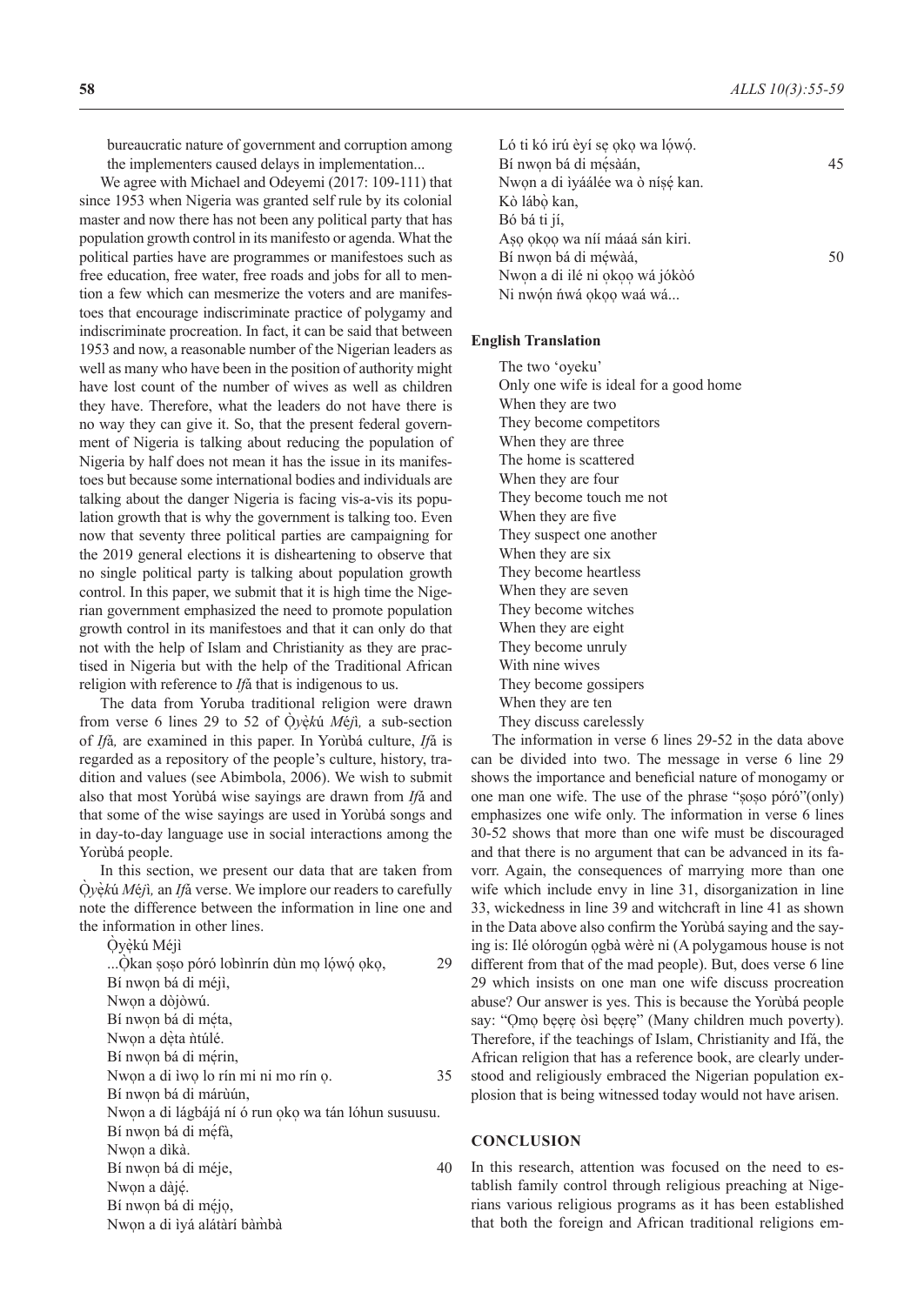bureaucratic nature of government and corruption among the implementers caused delays in implementation...

We agree with Michael and Odeyemi (2017: 109-111) that since 1953 when Nigeria was granted self rule by its colonial master and now there has not been any political party that has population growth control in its manifesto or agenda. What the political parties have are programmes or manifestoes such as free education, free water, free roads and jobs for all to mention a few which can mesmerize the voters and are manifestoes that encourage indiscriminate practice of polygamy and indiscriminate procreation. In fact, it can be said that between 1953 and now, a reasonable number of the Nigerian leaders as well as many who have been in the position of authority might have lost count of the number of wives as well as children they have. Therefore, what the leaders do not have there is no way they can give it. So, that the present federal government of Nigeria is talking about reducing the population of Nigeria by half does not mean it has the issue in its manifestoes but because some international bodies and individuals are talking about the danger Nigeria is facing vis-a-vis its population growth that is why the government is talking too. Even now that seventy three political parties are campaigning for the 2019 general elections it is disheartening to observe that no single political party is talking about population growth control. In this paper, we submit that it is high time the Nigerian government emphasized the need to promote population growth control in its manifestoes and that it can only do that not with the help of Islam and Christianity as they are practised in Nigeria but with the help of the Traditional African religion with reference to *Ifá* that is indigenous to us.

The data from Yoruba traditional religion were drawn from verse 6 lines 29 to 52 of *Ọ̀yẹ̀kú Méjì,* a sub-section of *Ifá,* are examined in this paper. In Yorùbá culture, *Ifá* is regarded as a repository of the people's culture, history, tradition and values (see Abimbola, 2006). We wish to submit also that most Yorùbá wise sayings are drawn from *Ifá* and that some of the wise sayings are used in Yorùbá songs and in day-to-day language use in social interactions among the Yorùbá people.

In this section, we present our data that are taken from *Ọ̀yẹ̀kú Méjì,* an *Ifá* verse. We implore our readers to carefully note the difference between the information in line one and the information in other lines.

Ọ̀yẹ̀kú Méjì
...Ọ̀kan ṣoṣo póró lobìnrín dùn mọ lọ́wọ́ ọkọ, 29
Bí nwọn bá di méjì,
Nwọn a dòjòwú.
Bí nwọn bá di mẹ́ta,
Nwọn a dẹ̀ta ǹtúlé.
Bí nwọn bá di mẹ́rin,
Nwọn a di ìwọ lo rín mi ni mo rín ọ. 35
Bí nwọn bá di márùún,
Nwọn a di lágbájá ní ó run ọkọ wa tán lóhun susuusu.
Bí nwọn bá di mẹ́fà,
Nwọn a dìkà.
Bí nwọn bá di méje, 40
Nwọn a dàjẹ́.
Bí nwọn bá di méjọ,
Nwọn a di ìyá alátàrí bàm̀bà
Ló ti kó irú èyí sẹ ọkọ wa lọ́wọ́.
Bí nwọn bá di mẹ́sàán, 45
Nwọn a di ìyáálée wa ò nísẹ́ kan.
Kò lábọ̀ kan,
Bó bá ti jí,
Aṣọ ọkọọ wa níí máaá sán kiri.
Bí nwọn bá di mẹ́wàá, 50
Nwọn a di ilé ni ọkọọ wá jókòó
Ni nwọ́n ńwá ọkọọ waá wá...

**English Translation**

The two 'oyeku'
Only one wife is ideal for a good home
When they are two
They become competitors
When they are three
The home is scattered
When they are four
They become touch me not
When they are five
They suspect one another
When they are six
They become heartless
When they are seven
They become witches
When they are eight
They become unruly
With nine wives
They become gossipers
When they are ten
They discuss carelessly

The information in verse 6 lines 29-52 in the data above can be divided into two. The message in verse 6 line 29 shows the importance and beneficial nature of monogamy or one man one wife. The use of the phrase "ṣoṣo póró"(only) emphasizes one wife only. The information in verse 6 lines 30-52 shows that more than one wife must be discouraged and that there is no argument that can be advanced in its favorr. Again, the consequences of marrying more than one wife which include envy in line 31, disorganization in line 33, wickedness in line 39 and witchcraft in line 41 as shown in the Data above also confirm the Yorùbá saying and the saying is: Ilé olórogún ọgbà wèrè ni (A polygamous house is not different from that of the mad people). But, does verse 6 line 29 which insists on one man one wife discuss procreation abuse? Our answer is yes. This is because the Yorùbá people say: "Ọmọ bẹẹrẹ òsì bẹẹrẹ" (Many children much poverty). Therefore, if the teachings of Islam, Christianity and Ifá, the African religion that has a reference book, are clearly understood and religiously embraced the Nigerian population explosion that is being witnessed today would not have arisen.

## CONCLUSION

In this research, attention was focused on the need to establish family control through religious preaching at Nigerians various religious programs as it has been established that both the foreign and African traditional religions em-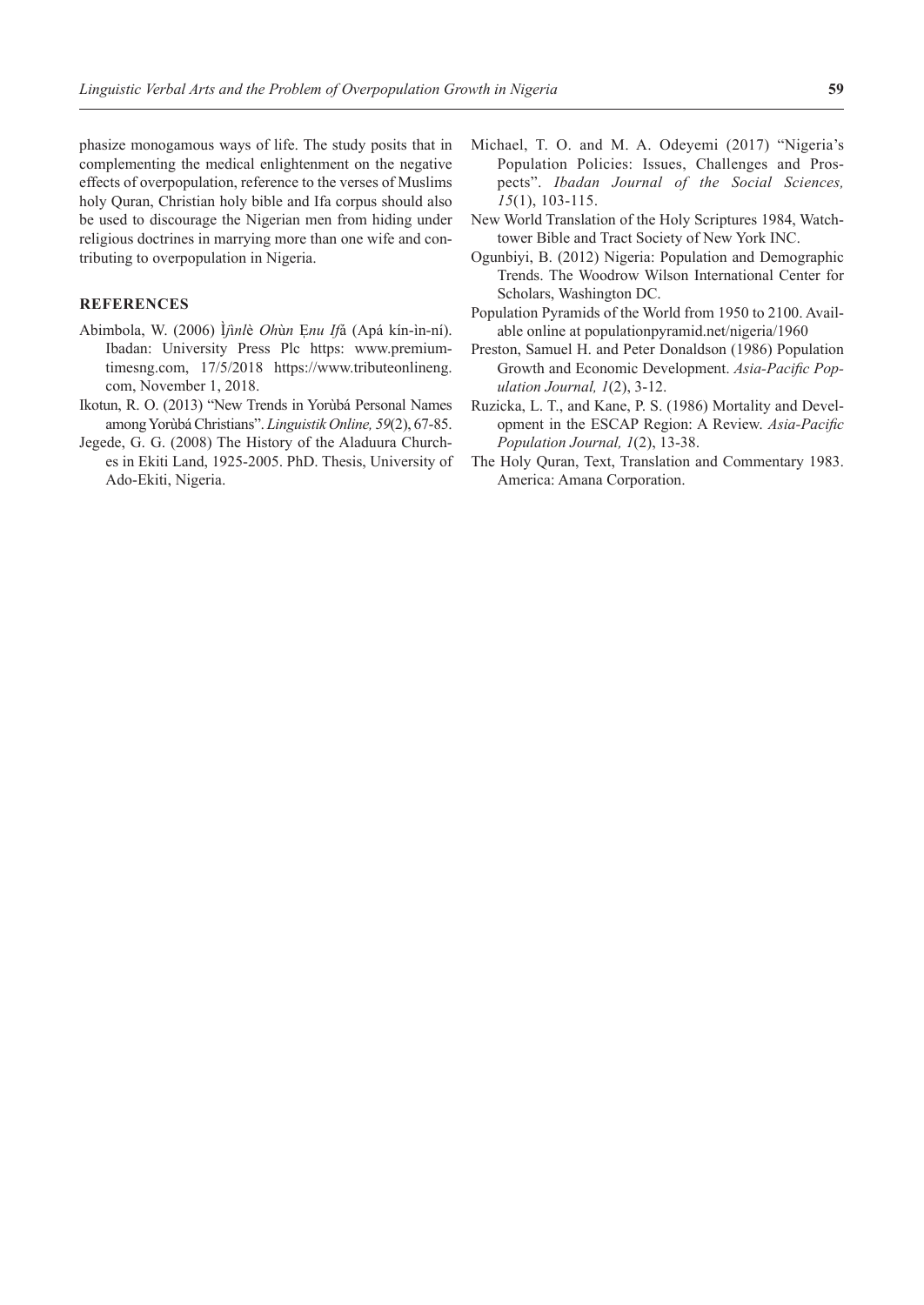phasize monogamous ways of life. The study posits that in complementing the medical enlightenment on the negative effects of overpopulation, reference to the verses of Muslims holy Quran, Christian holy bible and Ifa corpus should also be used to discourage the Nigerian men from hiding under religious doctrines in marrying more than one wife and contributing to overpopulation in Nigeria.

## REFERENCES

Abimbola, W. (2006) *Ìjìnl*è *Oh*ùn *Ẹnu If*á (Apá kín-ìn-ní). Ibadan: University Press Plc https: www.premiumtimesng.com, 17/5/2018 https://www.tributeonlineng.com, November 1, 2018.

Ikotun, R. O. (2013) "New Trends in Yorùbá Personal Names among Yorùbá Christians". *Linguistik Online, 59*(2), 67-85.

Jegede, G. G. (2008) The History of the Aladuura Churches in Ekiti Land, 1925-2005. PhD. Thesis, University of Ado-Ekiti, Nigeria.

Michael, T. O. and M. A. Odeyemi (2017) "Nigeria's Population Policies: Issues, Challenges and Prospects". *Ibadan Journal of the Social Sciences, 15*(1), 103-115.

New World Translation of the Holy Scriptures 1984, Watchtower Bible and Tract Society of New York INC.

Ogunbiyi, B. (2012) Nigeria: Population and Demographic Trends. The Woodrow Wilson International Center for Scholars, Washington DC.

Population Pyramids of the World from 1950 to 2100. Available online at populationpyramid.net/nigeria/1960

Preston, Samuel H. and Peter Donaldson (1986) Population Growth and Economic Development. *Asia-Pacific Population Journal, 1*(2), 3-12.

Ruzicka, L. T., and Kane, P. S. (1986) Mortality and Development in the ESCAP Region: A Review. *Asia-Pacific Population Journal, 1*(2), 13-38.

The Holy Quran, Text, Translation and Commentary 1983. America: Amana Corporation.